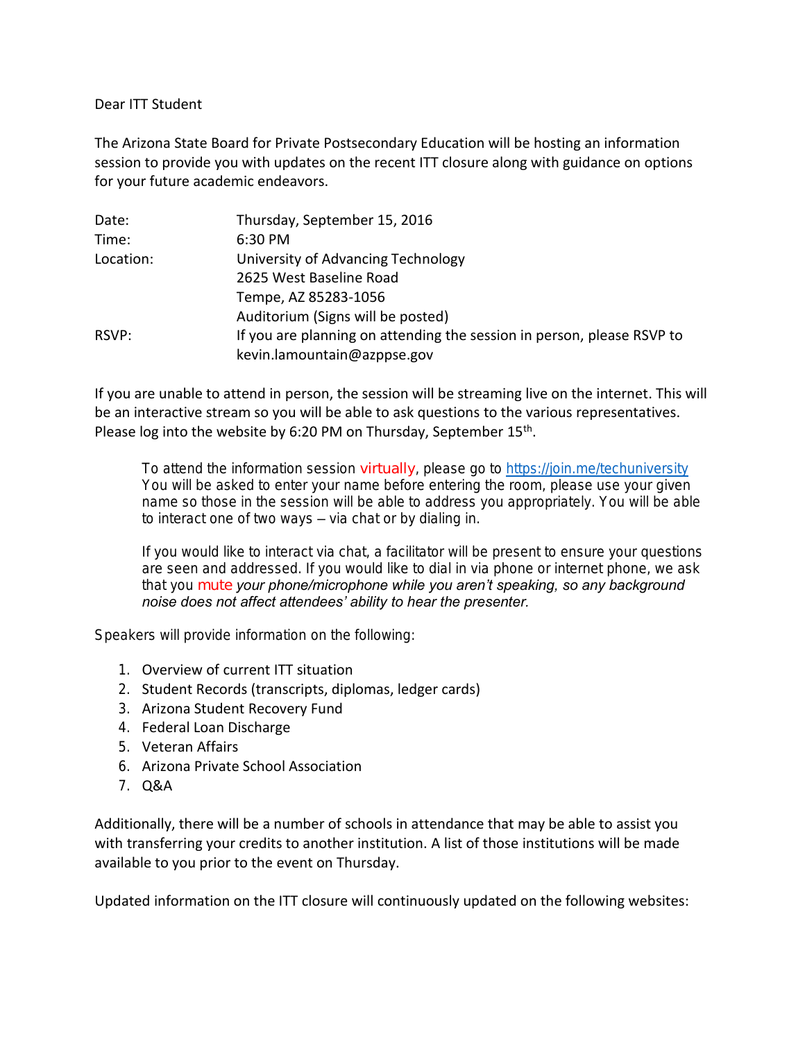Dear ITT Student

The Arizona State Board for Private Postsecondary Education will be hosting an information session to provide you with updates on the recent ITT closure along with guidance on options for your future academic endeavors.

| | |
|---|---|
| Date: | Thursday, September 15, 2016 |
| Time: | 6:30 PM |
| Location: | University of Advancing Technology<br>2625 West Baseline Road<br>Tempe, AZ 85283-1056<br>Auditorium (Signs will be posted) |
| RSVP: | If you are planning on attending the session in person, please RSVP to kevin.lamountain@azppse.gov |

If you are unable to attend in person, the session will be streaming live on the internet. This will be an interactive stream so you will be able to ask questions to the various representatives. Please log into the website by 6:20 PM on Thursday, September 15th.

> To attend the information session virtually, please go to https://join.me/techuniversity You will be asked to enter your name before entering the room, please use your given name so those in the session will be able to address you appropriately. You will be able to interact one of two ways – via chat or by dialing in.
>
> If you would like to interact via chat, a facilitator will be present to ensure your questions are seen and addressed. If you would like to dial in via phone or internet phone, we ask that you mute *your phone/microphone while you aren't speaking, so any background noise does not affect attendees' ability to hear the presenter.*

Speakers will provide information on the following:

1. Overview of current ITT situation
2. Student Records (transcripts, diplomas, ledger cards)
3. Arizona Student Recovery Fund
4. Federal Loan Discharge
5. Veteran Affairs
6. Arizona Private School Association
7. Q&A

Additionally, there will be a number of schools in attendance that may be able to assist you with transferring your credits to another institution. A list of those institutions will be made available to you prior to the event on Thursday.

Updated information on the ITT closure will continuously updated on the following websites: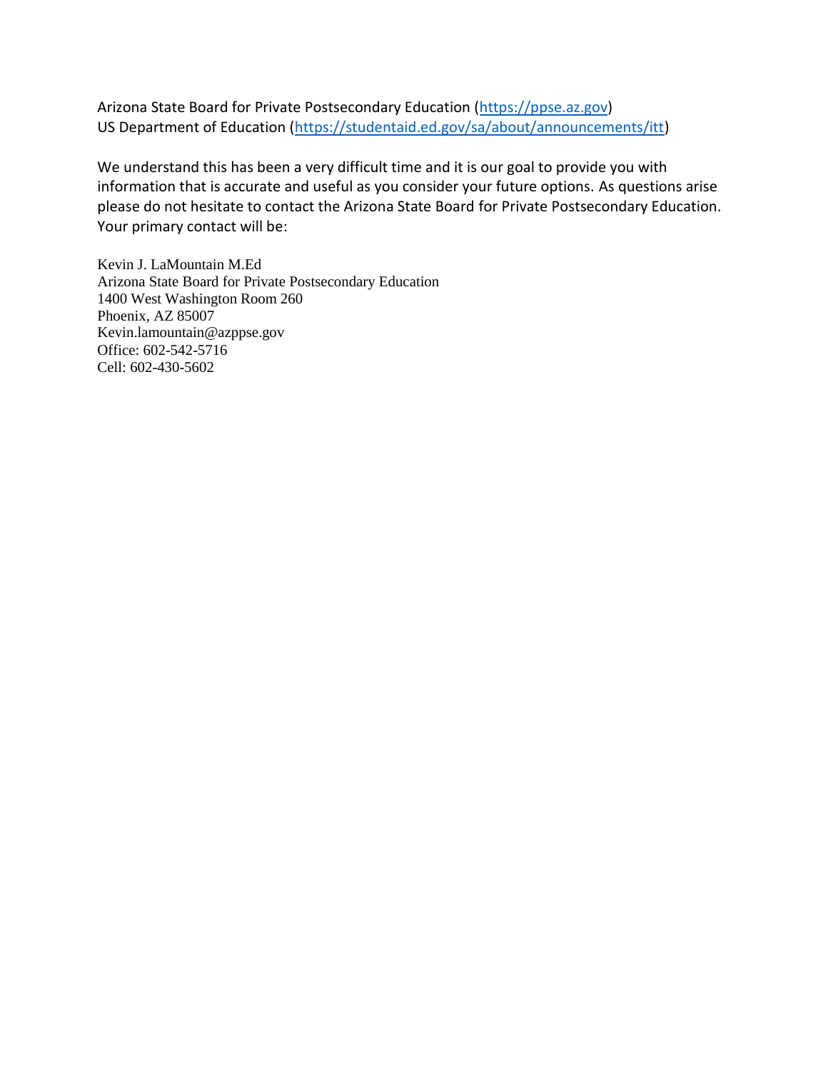Arizona State Board for Private Postsecondary Education (https://ppse.az.gov)
US Department of Education (https://studentaid.ed.gov/sa/about/announcements/itt)

We understand this has been a very difficult time and it is our goal to provide you with information that is accurate and useful as you consider your future options. As questions arise please do not hesitate to contact the Arizona State Board for Private Postsecondary Education. Your primary contact will be:

Kevin J. LaMountain M.Ed
Arizona State Board for Private Postsecondary Education
1400 West Washington Room 260
Phoenix, AZ 85007
Kevin.lamountain@azppse.gov
Office: 602-542-5716
Cell: 602-430-5602